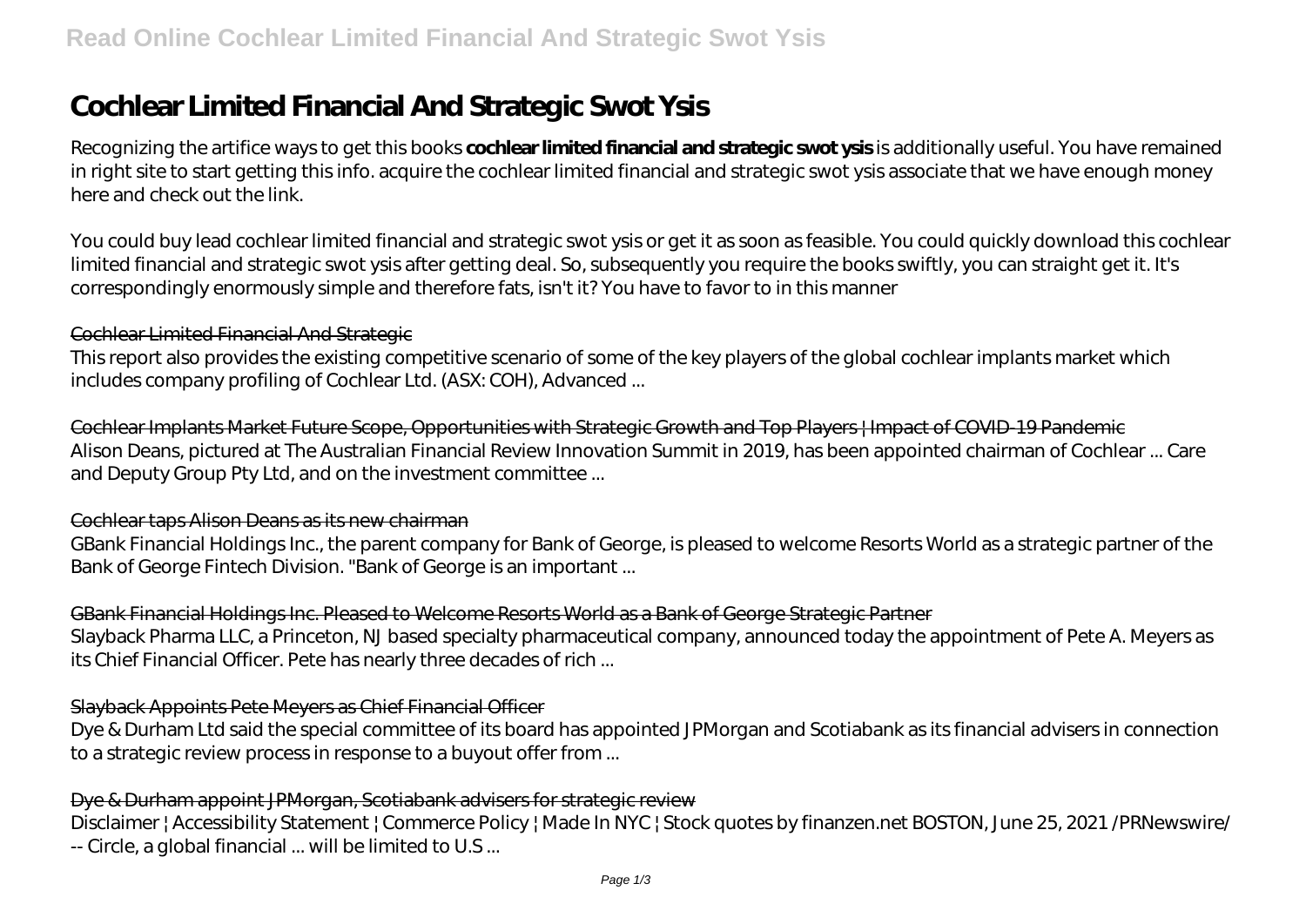# Cochlear Limited Financial And Strategic Swot Ysis

Recognizing the artifice ways to get this books **cochlear limited financial and strategic swot ysis** is additionally useful. You have remained in right site to start getting this info. acquire the cochlear limited financial and strategic swot ysis associate that we have enough money here and check out the link.

You could buy lead cochlear limited financial and strategic swot ysis or get it as soon as feasible. You could quickly download this cochlear limited financial and strategic swot ysis after getting deal. So, subsequently you require the books swiftly, you can straight get it. It's correspondingly enormously simple and therefore fats, isn't it? You have to favor to in this manner

#### Cochlear Limited Financial And Strategic

This report also provides the existing competitive scenario of some of the key players of the global cochlear implants market which includes company profiling of Cochlear Ltd. (ASX: COH), Advanced ...

#### Cochlear Implants Market Future Scope, Opportunities with Strategic Growth and Top Players | Impact of COVID-19 Pandemic

Alison Deans, pictured at The Australian Financial Review Innovation Summit in 2019, has been appointed chairman of Cochlear ... Care and Deputy Group Pty Ltd, and on the investment committee ...

#### Cochlear taps Alison Deans as its new chairman

GBank Financial Holdings Inc., the parent company for Bank of George, is pleased to welcome Resorts World as a strategic partner of the Bank of George Fintech Division. "Bank of George is an important ...

#### GBank Financial Holdings Inc. Pleased to Welcome Resorts World as a Bank of George Strategic Partner

Slayback Pharma LLC, a Princeton, NJ based specialty pharmaceutical company, announced today the appointment of Pete A. Meyers as its Chief Financial Officer. Pete has nearly three decades of rich ...

#### Slayback Appoints Pete Meyers as Chief Financial Officer

Dye & Durham Ltd said the special committee of its board has appointed JPMorgan and Scotiabank as its financial advisers in connection to a strategic review process in response to a buyout offer from ...

#### Dye & Durham appoint JPMorgan, Scotiabank advisers for strategic review

Disclaimer | Accessibility Statement | Commerce Policy | Made In NYC | Stock quotes by finanzen.net BOSTON, June 25, 2021 /PRNewswire/ -- Circle, a global financial ... will be limited to U.S ...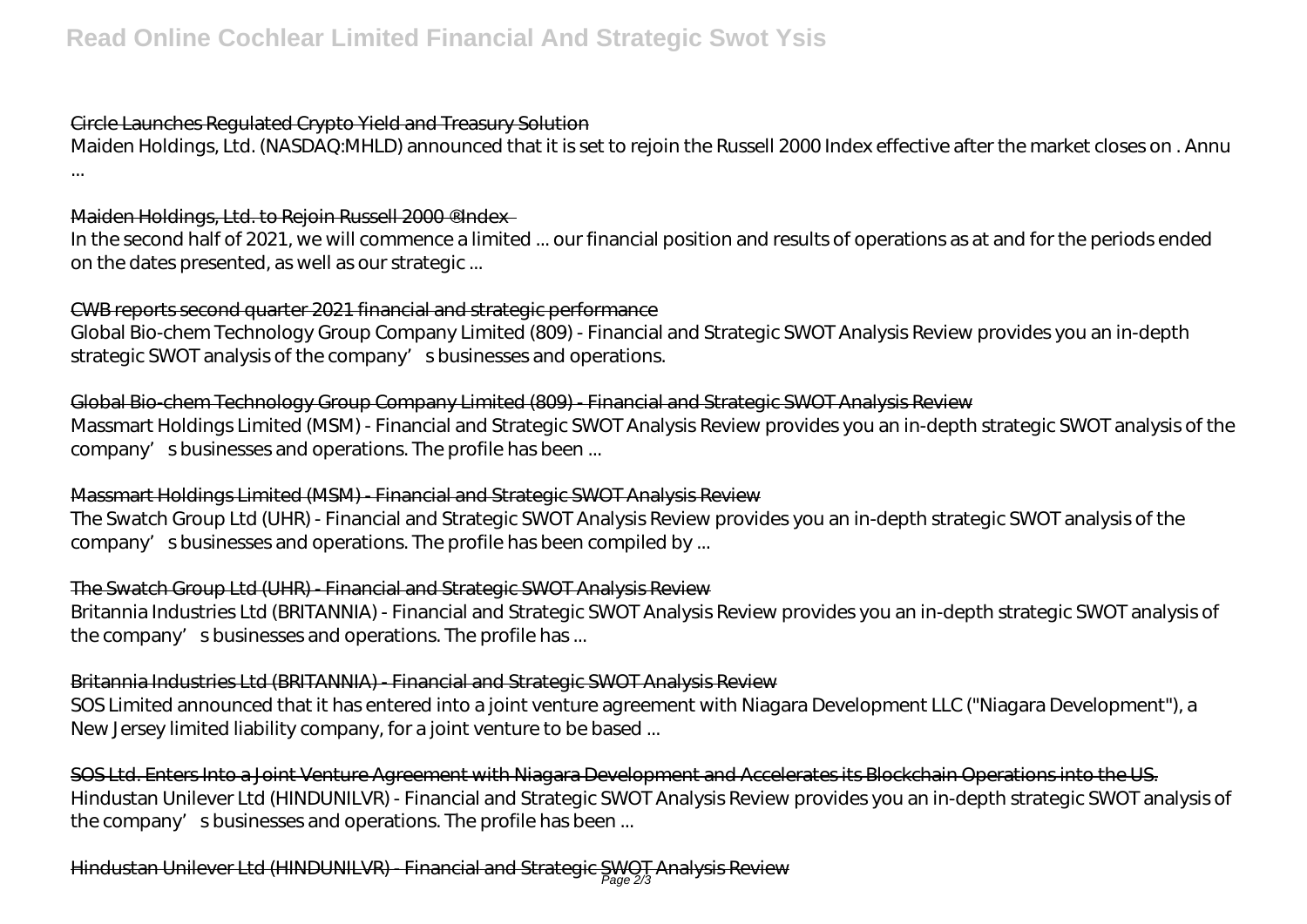Circle Launches Regulated Crypto Yield and Treasury Solution

Maiden Holdings, Ltd. (NASDAQ:MHLD) announced that it is set to rejoin the Russell 2000 Index effective after the market closes on . Annu ...

Maiden Holdings, Ltd. to Rejoin Russell 2000 ® Index

In the second half of 2021, we will commence a limited ... our financial position and results of operations as at and for the periods ended on the dates presented, as well as our strategic ...

CWB reports second quarter 2021 financial and strategic performance

Global Bio-chem Technology Group Company Limited (809) - Financial and Strategic SWOT Analysis Review provides you an in-depth strategic SWOT analysis of the company's businesses and operations.

Global Bio-chem Technology Group Company Limited (809) - Financial and Strategic SWOT Analysis Review

Massmart Holdings Limited (MSM) - Financial and Strategic SWOT Analysis Review provides you an in-depth strategic SWOT analysis of the company's businesses and operations. The profile has been ...

Massmart Holdings Limited (MSM) - Financial and Strategic SWOT Analysis Review

The Swatch Group Ltd (UHR) - Financial and Strategic SWOT Analysis Review provides you an in-depth strategic SWOT analysis of the company's businesses and operations. The profile has been compiled by ...

The Swatch Group Ltd (UHR) - Financial and Strategic SWOT Analysis Review

Britannia Industries Ltd (BRITANNIA) - Financial and Strategic SWOT Analysis Review provides you an in-depth strategic SWOT analysis of the company's businesses and operations. The profile has ...

Britannia Industries Ltd (BRITANNIA) - Financial and Strategic SWOT Analysis Review

SOS Limited announced that it has entered into a joint venture agreement with Niagara Development LLC ("Niagara Development"), a New Jersey limited liability company, for a joint venture to be based ...

SOS Ltd. Enters Into a Joint Venture Agreement with Niagara Development and Accelerates its Blockchain Operations into the US.

Hindustan Unilever Ltd (HINDUNILVR) - Financial and Strategic SWOT Analysis Review provides you an in-depth strategic SWOT analysis of the company's businesses and operations. The profile has been ...

Hindustan Unilever Ltd (HINDUNILVR) - Financial and Strategic SWOT Analysis Review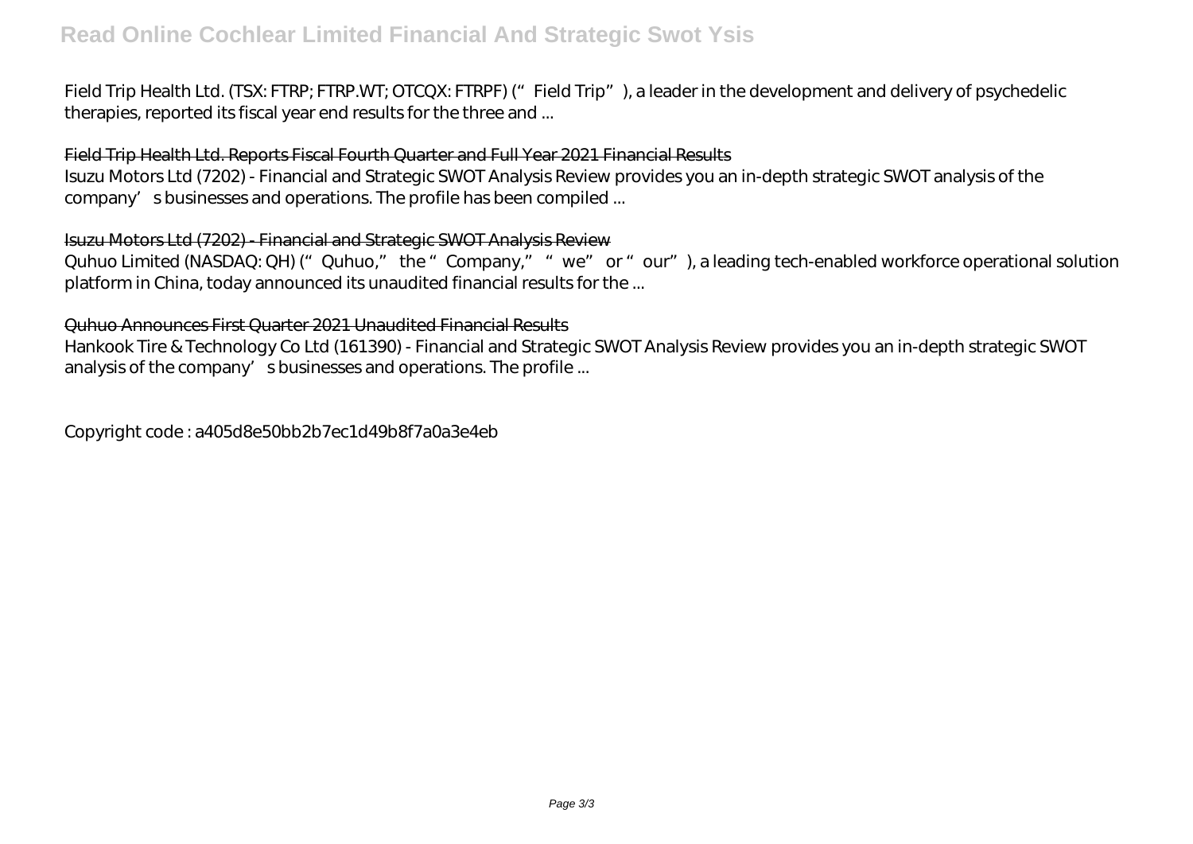Field Trip Health Ltd. (TSX: FTRP; FTRP.WT; OTCQX: FTRPF) ("Field Trip"), a leader in the development and delivery of psychedelic therapies, reported its fiscal year end results for the three and ...

Field Trip Health Ltd. Reports Fiscal Fourth Quarter and Full Year 2021 Financial Results

Isuzu Motors Ltd (7202) - Financial and Strategic SWOT Analysis Review provides you an in-depth strategic SWOT analysis of the company's businesses and operations. The profile has been compiled ...

Isuzu Motors Ltd (7202) - Financial and Strategic SWOT Analysis Review

Quhuo Limited (NASDAQ: QH) ("Quhuo," the "Company," "we" or "our"), a leading tech-enabled workforce operational solution platform in China, today announced its unaudited financial results for the ...

Quhuo Announces First Quarter 2021 Unaudited Financial Results

Hankook Tire & Technology Co Ltd (161390) - Financial and Strategic SWOT Analysis Review provides you an in-depth strategic SWOT analysis of the company's businesses and operations. The profile ...

Copyright code : a405d8e50bb2b7ec1d49b8f7a0a3e4eb